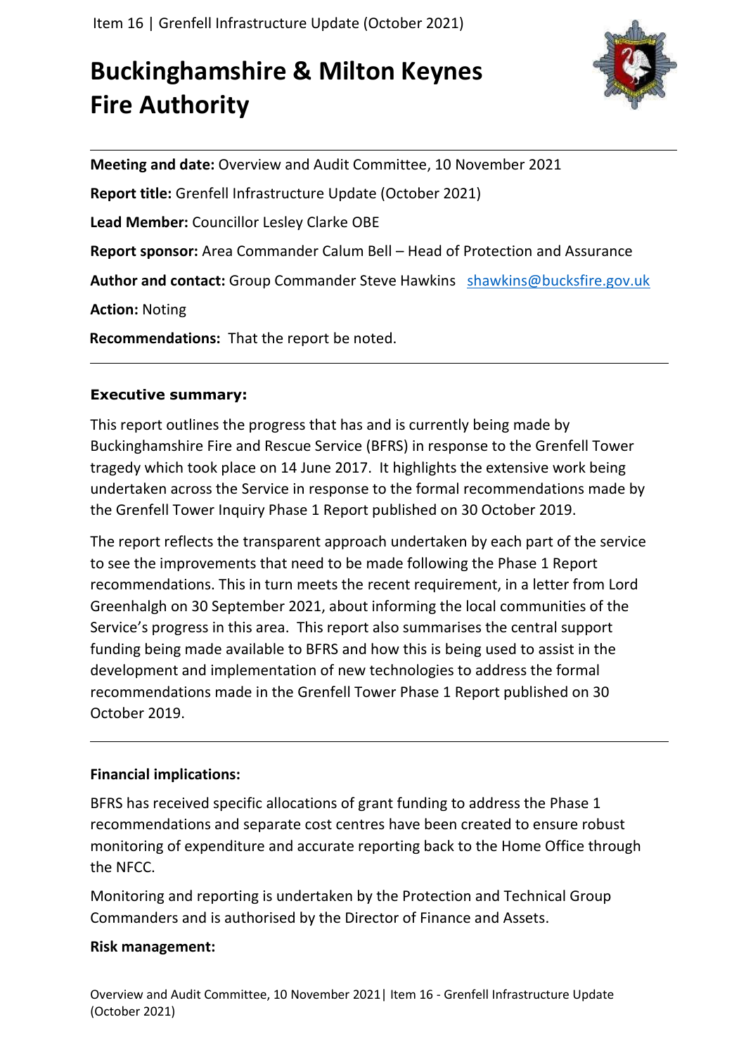# Buckinghamshire & Milton Keynes Fire Authority

**Meeting and date:** Overview and Audit Committee, 10 November 2021

**Report title:** Grenfell Infrastructure Update (October 2021)

**Lead Member:** Councillor Lesley Clarke OBE

**Report sponsor:** Area Commander Calum Bell – Head of Protection and Assurance

**Author and contact:** Group Commander Steve Hawkins shawkins@bucksfire.gov.uk

**Action:** Noting

**Recommendations:** That the report be noted.

---

**Executive summary:**

This report outlines the progress that has and is currently being made by Buckinghamshire Fire and Rescue Service (BFRS) in response to the Grenfell Tower tragedy which took place on 14 June 2017. It highlights the extensive work being undertaken across the Service in response to the formal recommendations made by the Grenfell Tower Inquiry Phase 1 Report published on 30 October 2019.

The report reflects the transparent approach undertaken by each part of the service to see the improvements that need to be made following the Phase 1 Report recommendations. This in turn meets the recent requirement, in a letter from Lord Greenhalgh on 30 September 2021, about informing the local communities of the Service's progress in this area. This report also summarises the central support funding being made available to BFRS and how this is being used to assist in the development and implementation of new technologies to address the formal recommendations made in the Grenfell Tower Phase 1 Report published on 30 October 2019.

---

**Financial implications:**

BFRS has received specific allocations of grant funding to address the Phase 1 recommendations and separate cost centres have been created to ensure robust monitoring of expenditure and accurate reporting back to the Home Office through the NFCC.

Monitoring and reporting is undertaken by the Protection and Technical Group Commanders and is authorised by the Director of Finance and Assets.

**Risk management:**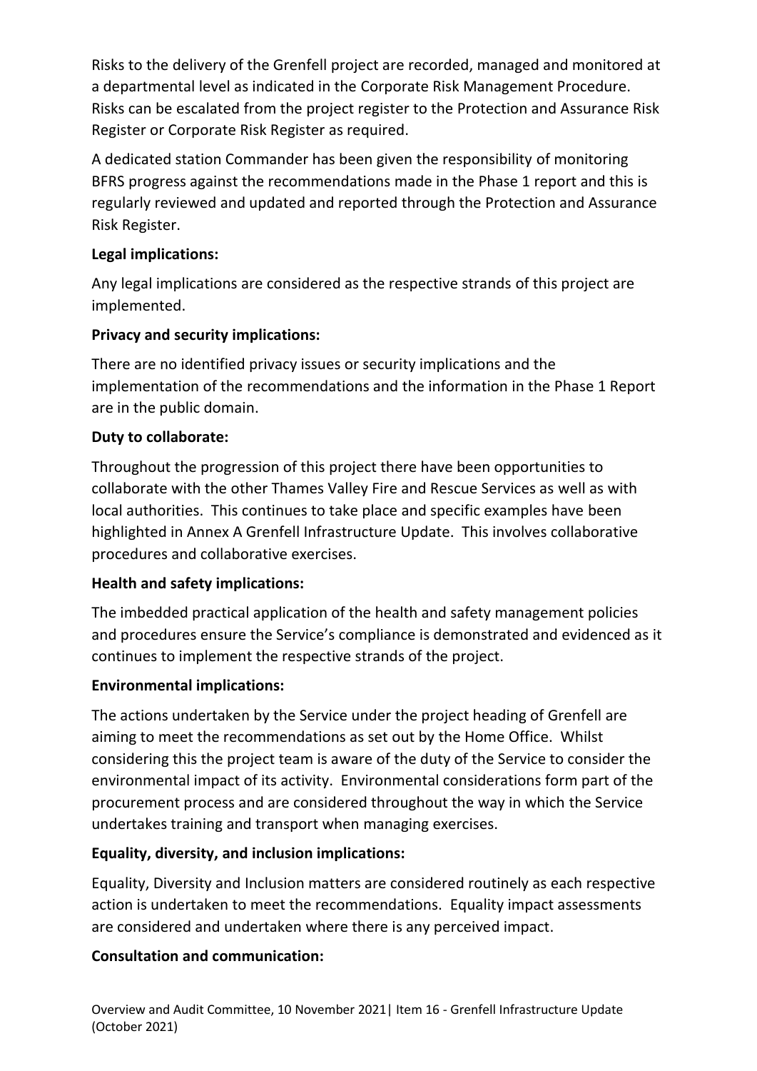Risks to the delivery of the Grenfell project are recorded, managed and monitored at a departmental level as indicated in the Corporate Risk Management Procedure. Risks can be escalated from the project register to the Protection and Assurance Risk Register or Corporate Risk Register as required.

A dedicated station Commander has been given the responsibility of monitoring BFRS progress against the recommendations made in the Phase 1 report and this is regularly reviewed and updated and reported through the Protection and Assurance Risk Register.

**Legal implications:**

Any legal implications are considered as the respective strands of this project are implemented.

**Privacy and security implications:**

There are no identified privacy issues or security implications and the implementation of the recommendations and the information in the Phase 1 Report are in the public domain.

**Duty to collaborate:**

Throughout the progression of this project there have been opportunities to collaborate with the other Thames Valley Fire and Rescue Services as well as with local authorities. This continues to take place and specific examples have been highlighted in Annex A Grenfell Infrastructure Update. This involves collaborative procedures and collaborative exercises.

**Health and safety implications:**

The imbedded practical application of the health and safety management policies and procedures ensure the Service's compliance is demonstrated and evidenced as it continues to implement the respective strands of the project.

**Environmental implications:**

The actions undertaken by the Service under the project heading of Grenfell are aiming to meet the recommendations as set out by the Home Office. Whilst considering this the project team is aware of the duty of the Service to consider the environmental impact of its activity. Environmental considerations form part of the procurement process and are considered throughout the way in which the Service undertakes training and transport when managing exercises.

**Equality, diversity, and inclusion implications:**

Equality, Diversity and Inclusion matters are considered routinely as each respective action is undertaken to meet the recommendations. Equality impact assessments are considered and undertaken where there is any perceived impact.

**Consultation and communication:**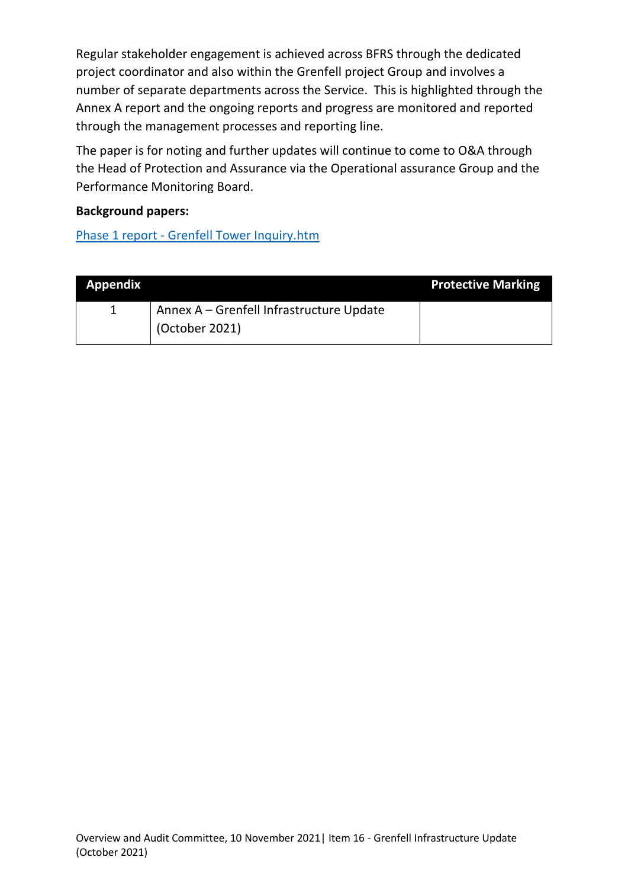Regular stakeholder engagement is achieved across BFRS through the dedicated project coordinator and also within the Grenfell project Group and involves a number of separate departments across the Service. This is highlighted through the Annex A report and the ongoing reports and progress are monitored and reported through the management processes and reporting line.

The paper is for noting and further updates will continue to come to O&A through the Head of Protection and Assurance via the Operational assurance Group and the Performance Monitoring Board.

**Background papers:**

[Phase 1 report - Grenfell Tower Inquiry.htm]

| Appendix | | Protective Marking |
|---|---|---|
| 1 | Annex A – Grenfell Infrastructure Update (October 2021) | |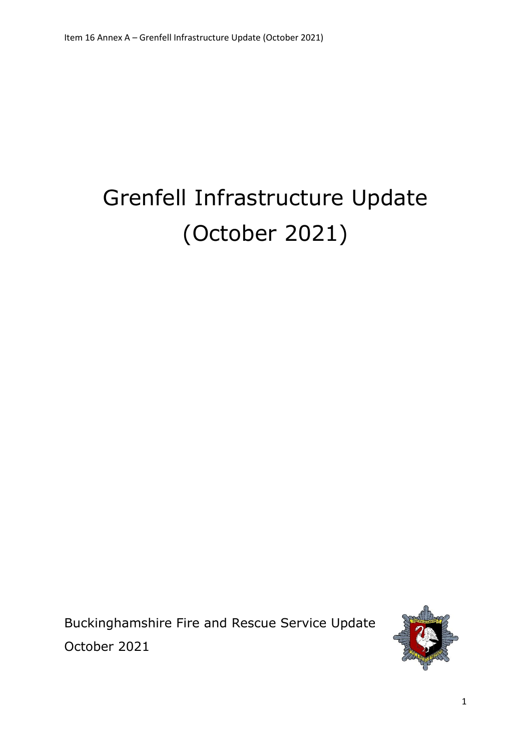# Grenfell Infrastructure Update (October 2021)

Buckinghamshire Fire and Rescue Service Update

October 2021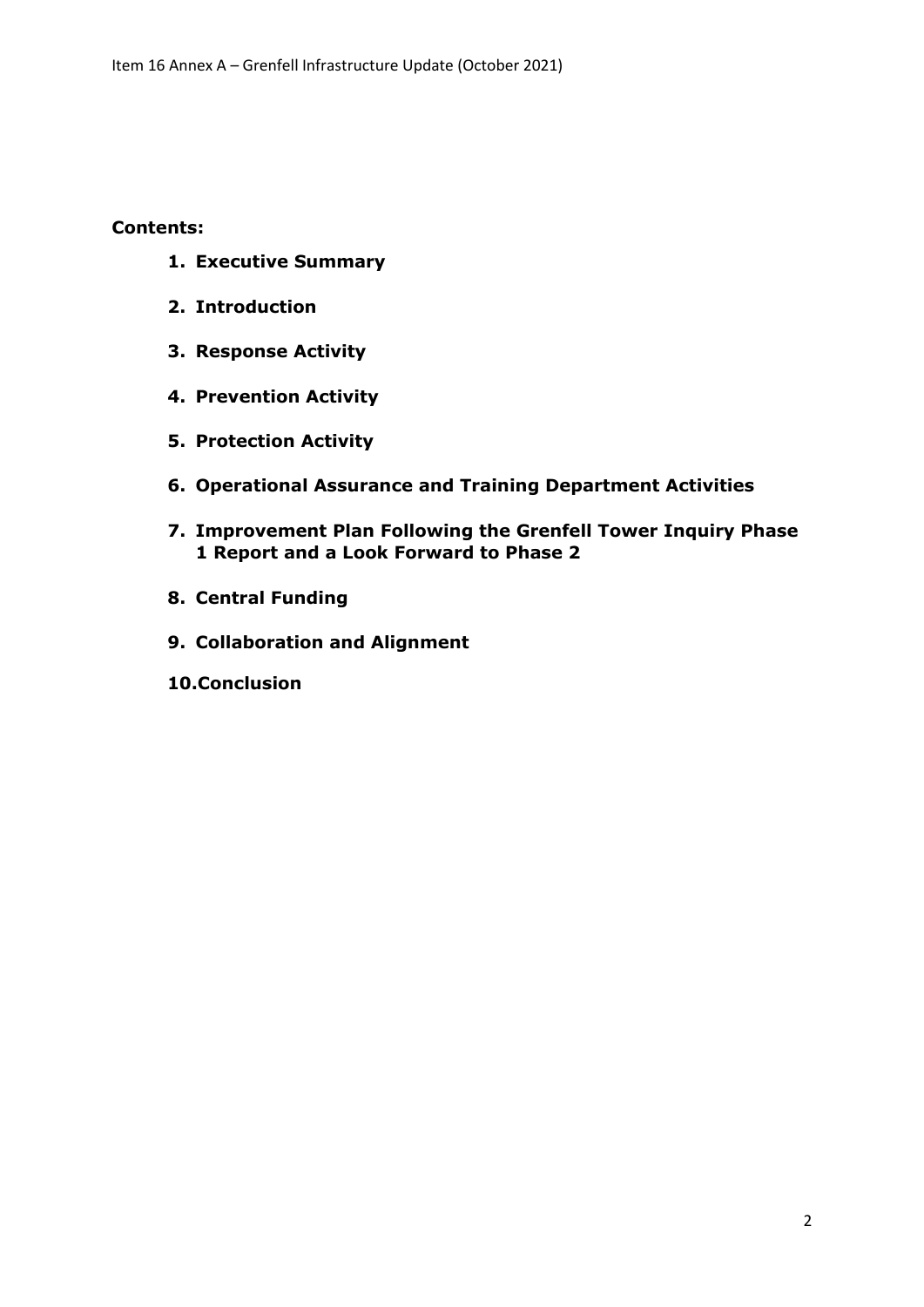**Contents:**

1. **Executive Summary**
2. **Introduction**
3. **Response Activity**
4. **Prevention Activity**
5. **Protection Activity**
6. **Operational Assurance and Training Department Activities**
7. **Improvement Plan Following the Grenfell Tower Inquiry Phase 1 Report and a Look Forward to Phase 2**
8. **Central Funding**
9. **Collaboration and Alignment**
10. **Conclusion**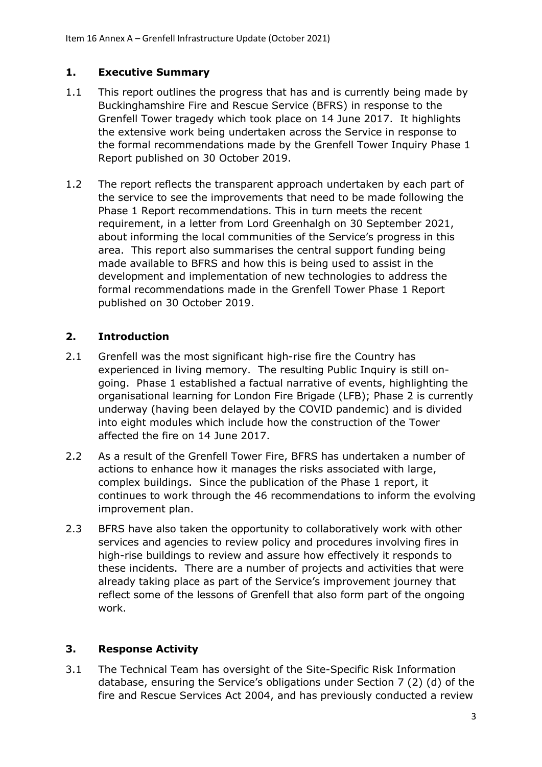## 1. Executive Summary

1.1 This report outlines the progress that has and is currently being made by Buckinghamshire Fire and Rescue Service (BFRS) in response to the Grenfell Tower tragedy which took place on 14 June 2017. It highlights the extensive work being undertaken across the Service in response to the formal recommendations made by the Grenfell Tower Inquiry Phase 1 Report published on 30 October 2019.

1.2 The report reflects the transparent approach undertaken by each part of the service to see the improvements that need to be made following the Phase 1 Report recommendations. This in turn meets the recent requirement, in a letter from Lord Greenhalgh on 30 September 2021, about informing the local communities of the Service's progress in this area. This report also summarises the central support funding being made available to BFRS and how this is being used to assist in the development and implementation of new technologies to address the formal recommendations made in the Grenfell Tower Phase 1 Report published on 30 October 2019.

## 2. Introduction

2.1 Grenfell was the most significant high-rise fire the Country has experienced in living memory. The resulting Public Inquiry is still on-going. Phase 1 established a factual narrative of events, highlighting the organisational learning for London Fire Brigade (LFB); Phase 2 is currently underway (having been delayed by the COVID pandemic) and is divided into eight modules which include how the construction of the Tower affected the fire on 14 June 2017.

2.2 As a result of the Grenfell Tower Fire, BFRS has undertaken a number of actions to enhance how it manages the risks associated with large, complex buildings. Since the publication of the Phase 1 report, it continues to work through the 46 recommendations to inform the evolving improvement plan.

2.3 BFRS have also taken the opportunity to collaboratively work with other services and agencies to review policy and procedures involving fires in high-rise buildings to review and assure how effectively it responds to these incidents. There are a number of projects and activities that were already taking place as part of the Service's improvement journey that reflect some of the lessons of Grenfell that also form part of the ongoing work.

## 3. Response Activity

3.1 The Technical Team has oversight of the Site-Specific Risk Information database, ensuring the Service's obligations under Section 7 (2) (d) of the fire and Rescue Services Act 2004, and has previously conducted a review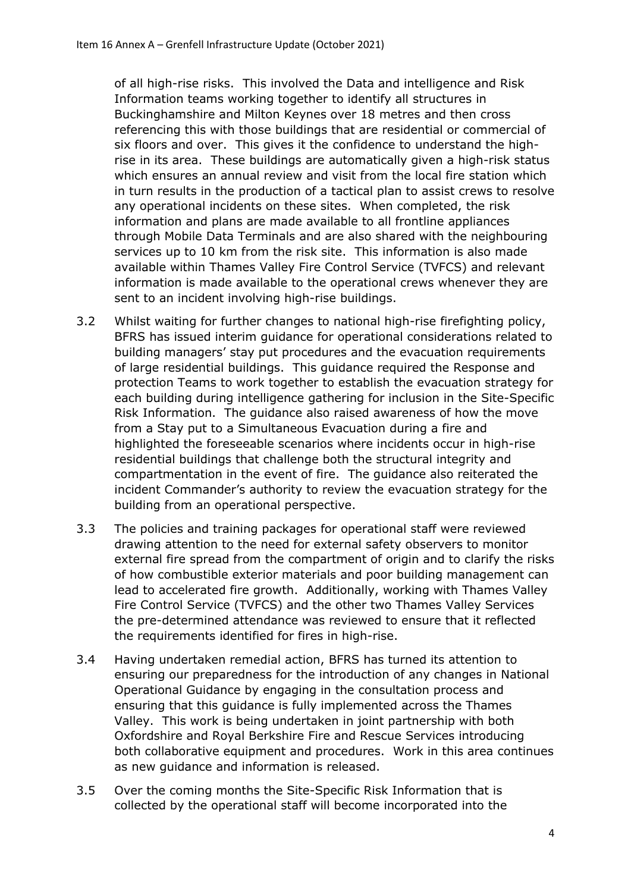of all high-rise risks. This involved the Data and intelligence and Risk Information teams working together to identify all structures in Buckinghamshire and Milton Keynes over 18 metres and then cross referencing this with those buildings that are residential or commercial of six floors and over. This gives it the confidence to understand the high-rise in its area. These buildings are automatically given a high-risk status which ensures an annual review and visit from the local fire station which in turn results in the production of a tactical plan to assist crews to resolve any operational incidents on these sites. When completed, the risk information and plans are made available to all frontline appliances through Mobile Data Terminals and are also shared with the neighbouring services up to 10 km from the risk site. This information is also made available within Thames Valley Fire Control Service (TVFCS) and relevant information is made available to the operational crews whenever they are sent to an incident involving high-rise buildings.

3.2 Whilst waiting for further changes to national high-rise firefighting policy, BFRS has issued interim guidance for operational considerations related to building managers' stay put procedures and the evacuation requirements of large residential buildings. This guidance required the Response and protection Teams to work together to establish the evacuation strategy for each building during intelligence gathering for inclusion in the Site-Specific Risk Information. The guidance also raised awareness of how the move from a Stay put to a Simultaneous Evacuation during a fire and highlighted the foreseeable scenarios where incidents occur in high-rise residential buildings that challenge both the structural integrity and compartmentation in the event of fire. The guidance also reiterated the incident Commander's authority to review the evacuation strategy for the building from an operational perspective.

3.3 The policies and training packages for operational staff were reviewed drawing attention to the need for external safety observers to monitor external fire spread from the compartment of origin and to clarify the risks of how combustible exterior materials and poor building management can lead to accelerated fire growth. Additionally, working with Thames Valley Fire Control Service (TVFCS) and the other two Thames Valley Services the pre-determined attendance was reviewed to ensure that it reflected the requirements identified for fires in high-rise.

3.4 Having undertaken remedial action, BFRS has turned its attention to ensuring our preparedness for the introduction of any changes in National Operational Guidance by engaging in the consultation process and ensuring that this guidance is fully implemented across the Thames Valley. This work is being undertaken in joint partnership with both Oxfordshire and Royal Berkshire Fire and Rescue Services introducing both collaborative equipment and procedures. Work in this area continues as new guidance and information is released.

3.5 Over the coming months the Site-Specific Risk Information that is collected by the operational staff will become incorporated into the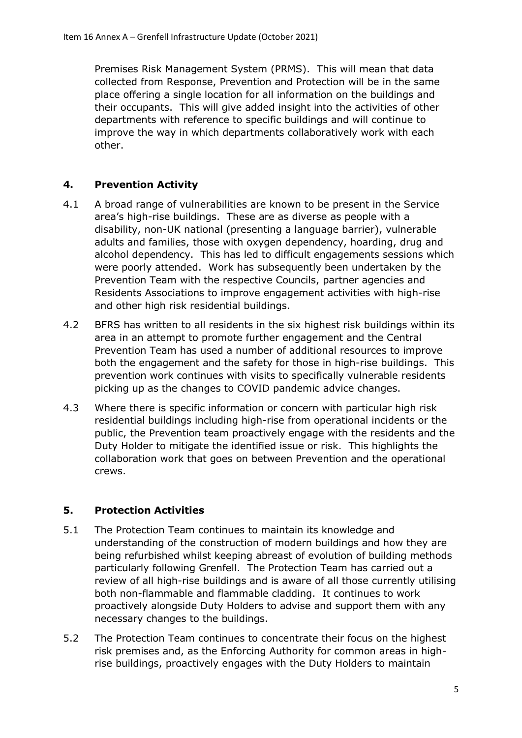Premises Risk Management System (PRMS). This will mean that data collected from Response, Prevention and Protection will be in the same place offering a single location for all information on the buildings and their occupants. This will give added insight into the activities of other departments with reference to specific buildings and will continue to improve the way in which departments collaboratively work with each other.

## 4. Prevention Activity

4.1 A broad range of vulnerabilities are known to be present in the Service area's high-rise buildings. These are as diverse as people with a disability, non-UK national (presenting a language barrier), vulnerable adults and families, those with oxygen dependency, hoarding, drug and alcohol dependency. This has led to difficult engagements sessions which were poorly attended. Work has subsequently been undertaken by the Prevention Team with the respective Councils, partner agencies and Residents Associations to improve engagement activities with high-rise and other high risk residential buildings.

4.2 BFRS has written to all residents in the six highest risk buildings within its area in an attempt to promote further engagement and the Central Prevention Team has used a number of additional resources to improve both the engagement and the safety for those in high-rise buildings. This prevention work continues with visits to specifically vulnerable residents picking up as the changes to COVID pandemic advice changes.

4.3 Where there is specific information or concern with particular high risk residential buildings including high-rise from operational incidents or the public, the Prevention team proactively engage with the residents and the Duty Holder to mitigate the identified issue or risk. This highlights the collaboration work that goes on between Prevention and the operational crews.

## 5. Protection Activities

5.1 The Protection Team continues to maintain its knowledge and understanding of the construction of modern buildings and how they are being refurbished whilst keeping abreast of evolution of building methods particularly following Grenfell. The Protection Team has carried out a review of all high-rise buildings and is aware of all those currently utilising both non-flammable and flammable cladding. It continues to work proactively alongside Duty Holders to advise and support them with any necessary changes to the buildings.

5.2 The Protection Team continues to concentrate their focus on the highest risk premises and, as the Enforcing Authority for common areas in high-rise buildings, proactively engages with the Duty Holders to maintain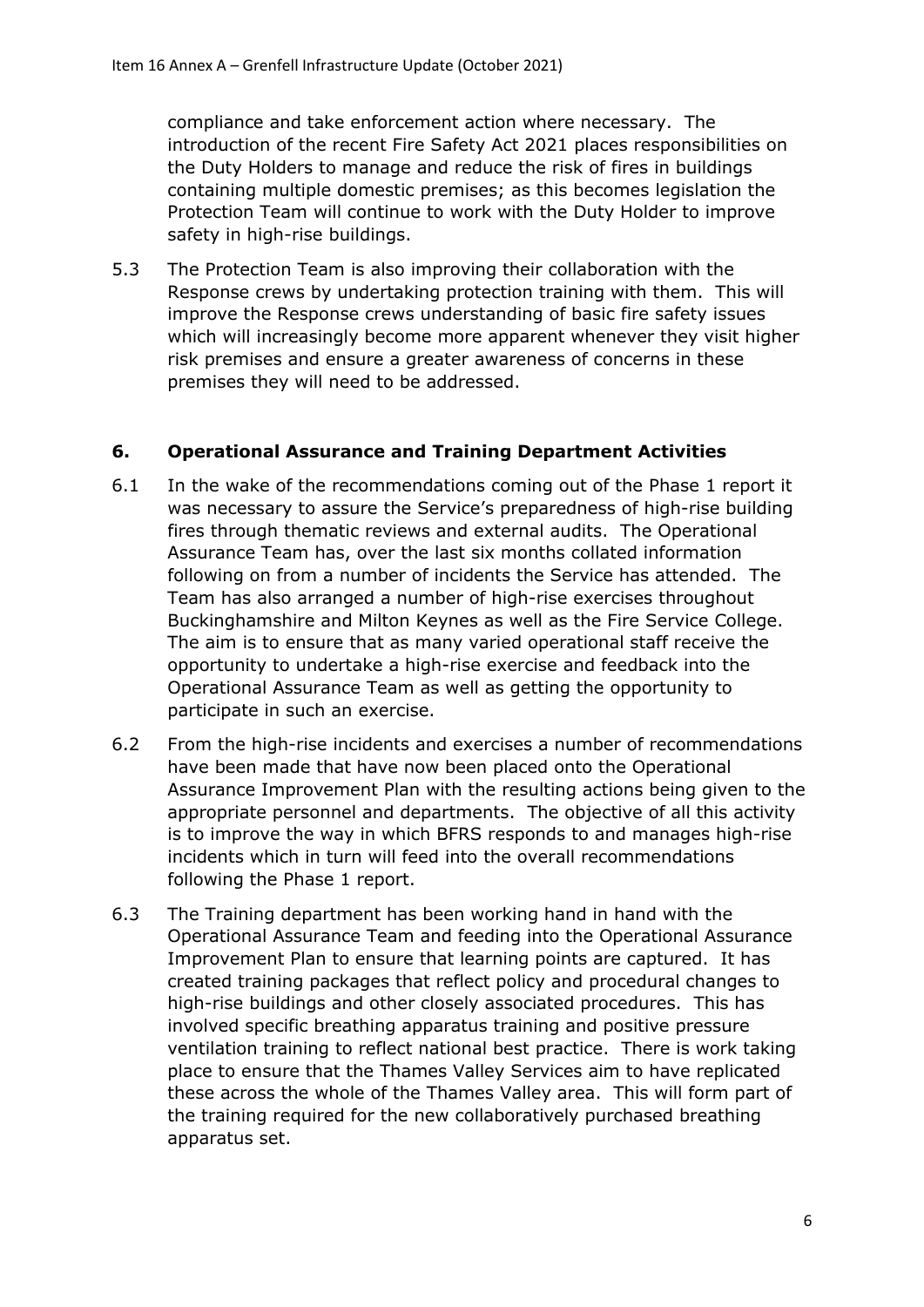compliance and take enforcement action where necessary. The introduction of the recent Fire Safety Act 2021 places responsibilities on the Duty Holders to manage and reduce the risk of fires in buildings containing multiple domestic premises; as this becomes legislation the Protection Team will continue to work with the Duty Holder to improve safety in high-rise buildings.

5.3 The Protection Team is also improving their collaboration with the Response crews by undertaking protection training with them. This will improve the Response crews understanding of basic fire safety issues which will increasingly become more apparent whenever they visit higher risk premises and ensure a greater awareness of concerns in these premises they will need to be addressed.

## 6. Operational Assurance and Training Department Activities

6.1 In the wake of the recommendations coming out of the Phase 1 report it was necessary to assure the Service's preparedness of high-rise building fires through thematic reviews and external audits. The Operational Assurance Team has, over the last six months collated information following on from a number of incidents the Service has attended. The Team has also arranged a number of high-rise exercises throughout Buckinghamshire and Milton Keynes as well as the Fire Service College. The aim is to ensure that as many varied operational staff receive the opportunity to undertake a high-rise exercise and feedback into the Operational Assurance Team as well as getting the opportunity to participate in such an exercise.

6.2 From the high-rise incidents and exercises a number of recommendations have been made that have now been placed onto the Operational Assurance Improvement Plan with the resulting actions being given to the appropriate personnel and departments. The objective of all this activity is to improve the way in which BFRS responds to and manages high-rise incidents which in turn will feed into the overall recommendations following the Phase 1 report.

6.3 The Training department has been working hand in hand with the Operational Assurance Team and feeding into the Operational Assurance Improvement Plan to ensure that learning points are captured. It has created training packages that reflect policy and procedural changes to high-rise buildings and other closely associated procedures. This has involved specific breathing apparatus training and positive pressure ventilation training to reflect national best practice. There is work taking place to ensure that the Thames Valley Services aim to have replicated these across the whole of the Thames Valley area. This will form part of the training required for the new collaboratively purchased breathing apparatus set.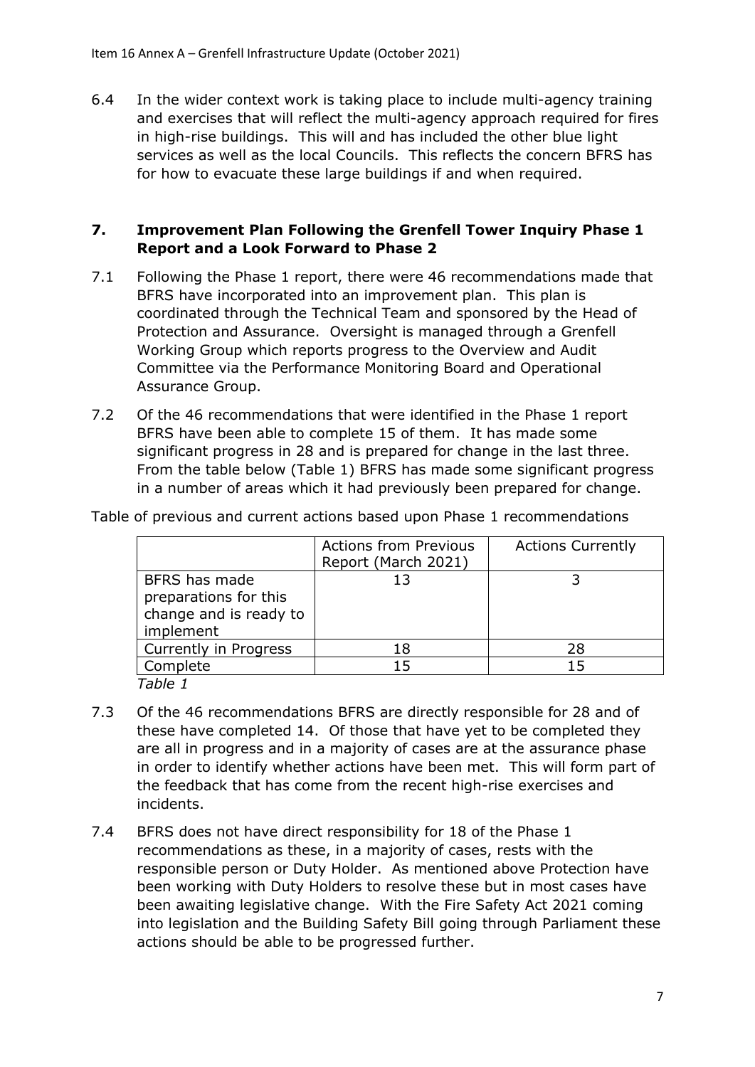6.4 In the wider context work is taking place to include multi-agency training and exercises that will reflect the multi-agency approach required for fires in high-rise buildings. This will and has included the other blue light services as well as the local Councils. This reflects the concern BFRS has for how to evacuate these large buildings if and when required.

## 7. Improvement Plan Following the Grenfell Tower Inquiry Phase 1 Report and a Look Forward to Phase 2

7.1 Following the Phase 1 report, there were 46 recommendations made that BFRS have incorporated into an improvement plan. This plan is coordinated through the Technical Team and sponsored by the Head of Protection and Assurance. Oversight is managed through a Grenfell Working Group which reports progress to the Overview and Audit Committee via the Performance Monitoring Board and Operational Assurance Group.

7.2 Of the 46 recommendations that were identified in the Phase 1 report BFRS have been able to complete 15 of them. It has made some significant progress in 28 and is prepared for change in the last three. From the table below (Table 1) BFRS has made some significant progress in a number of areas which it had previously been prepared for change.

Table of previous and current actions based upon Phase 1 recommendations

| | Actions from Previous Report (March 2021) | Actions Currently |
|---|---|---|
| BFRS has made preparations for this change and is ready to implement | 13 | 3 |
| Currently in Progress | 18 | 28 |
| Complete | 15 | 15 |

*Table 1*

7.3 Of the 46 recommendations BFRS are directly responsible for 28 and of these have completed 14. Of those that have yet to be completed they are all in progress and in a majority of cases are at the assurance phase in order to identify whether actions have been met. This will form part of the feedback that has come from the recent high-rise exercises and incidents.

7.4 BFRS does not have direct responsibility for 18 of the Phase 1 recommendations as these, in a majority of cases, rests with the responsible person or Duty Holder. As mentioned above Protection have been working with Duty Holders to resolve these but in most cases have been awaiting legislative change. With the Fire Safety Act 2021 coming into legislation and the Building Safety Bill going through Parliament these actions should be able to be progressed further.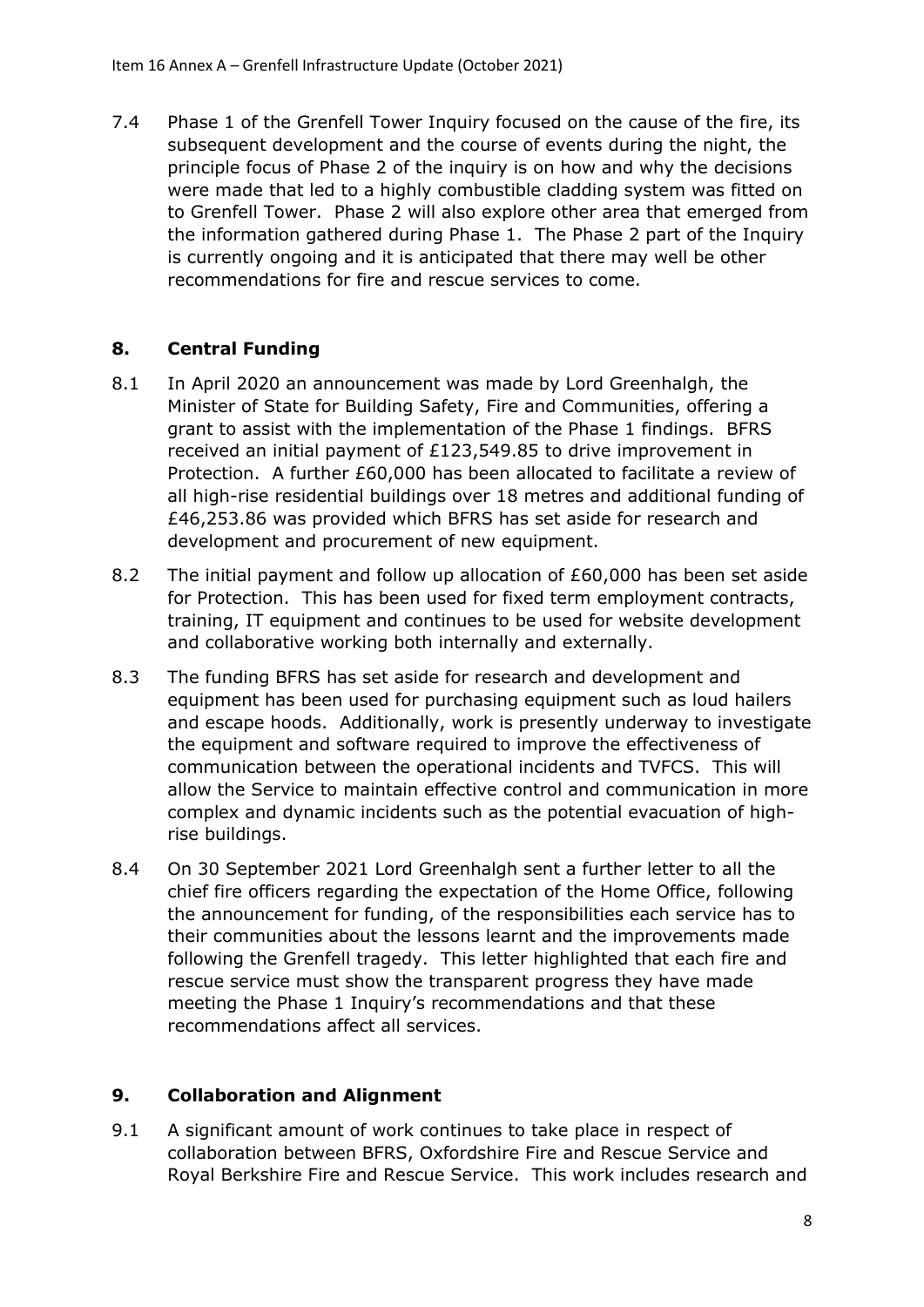7.4 Phase 1 of the Grenfell Tower Inquiry focused on the cause of the fire, its subsequent development and the course of events during the night, the principle focus of Phase 2 of the inquiry is on how and why the decisions were made that led to a highly combustible cladding system was fitted on to Grenfell Tower. Phase 2 will also explore other area that emerged from the information gathered during Phase 1. The Phase 2 part of the Inquiry is currently ongoing and it is anticipated that there may well be other recommendations for fire and rescue services to come.

## 8. Central Funding

8.1 In April 2020 an announcement was made by Lord Greenhalgh, the Minister of State for Building Safety, Fire and Communities, offering a grant to assist with the implementation of the Phase 1 findings. BFRS received an initial payment of £123,549.85 to drive improvement in Protection. A further £60,000 has been allocated to facilitate a review of all high-rise residential buildings over 18 metres and additional funding of £46,253.86 was provided which BFRS has set aside for research and development and procurement of new equipment.

8.2 The initial payment and follow up allocation of £60,000 has been set aside for Protection. This has been used for fixed term employment contracts, training, IT equipment and continues to be used for website development and collaborative working both internally and externally.

8.3 The funding BFRS has set aside for research and development and equipment has been used for purchasing equipment such as loud hailers and escape hoods. Additionally, work is presently underway to investigate the equipment and software required to improve the effectiveness of communication between the operational incidents and TVFCS. This will allow the Service to maintain effective control and communication in more complex and dynamic incidents such as the potential evacuation of high-rise buildings.

8.4 On 30 September 2021 Lord Greenhalgh sent a further letter to all the chief fire officers regarding the expectation of the Home Office, following the announcement for funding, of the responsibilities each service has to their communities about the lessons learnt and the improvements made following the Grenfell tragedy. This letter highlighted that each fire and rescue service must show the transparent progress they have made meeting the Phase 1 Inquiry's recommendations and that these recommendations affect all services.

## 9. Collaboration and Alignment

9.1 A significant amount of work continues to take place in respect of collaboration between BFRS, Oxfordshire Fire and Rescue Service and Royal Berkshire Fire and Rescue Service. This work includes research and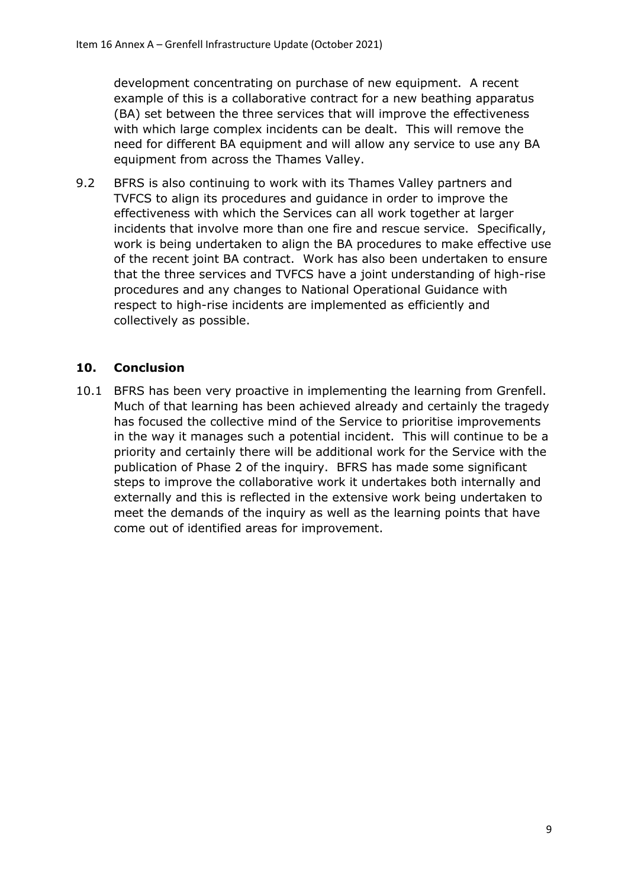development concentrating on purchase of new equipment. A recent example of this is a collaborative contract for a new beathing apparatus (BA) set between the three services that will improve the effectiveness with which large complex incidents can be dealt. This will remove the need for different BA equipment and will allow any service to use any BA equipment from across the Thames Valley.

9.2 BFRS is also continuing to work with its Thames Valley partners and TVFCS to align its procedures and guidance in order to improve the effectiveness with which the Services can all work together at larger incidents that involve more than one fire and rescue service. Specifically, work is being undertaken to align the BA procedures to make effective use of the recent joint BA contract. Work has also been undertaken to ensure that the three services and TVFCS have a joint understanding of high-rise procedures and any changes to National Operational Guidance with respect to high-rise incidents are implemented as efficiently and collectively as possible.

## 10. Conclusion

10.1 BFRS has been very proactive in implementing the learning from Grenfell. Much of that learning has been achieved already and certainly the tragedy has focused the collective mind of the Service to prioritise improvements in the way it manages such a potential incident. This will continue to be a priority and certainly there will be additional work for the Service with the publication of Phase 2 of the inquiry. BFRS has made some significant steps to improve the collaborative work it undertakes both internally and externally and this is reflected in the extensive work being undertaken to meet the demands of the inquiry as well as the learning points that have come out of identified areas for improvement.